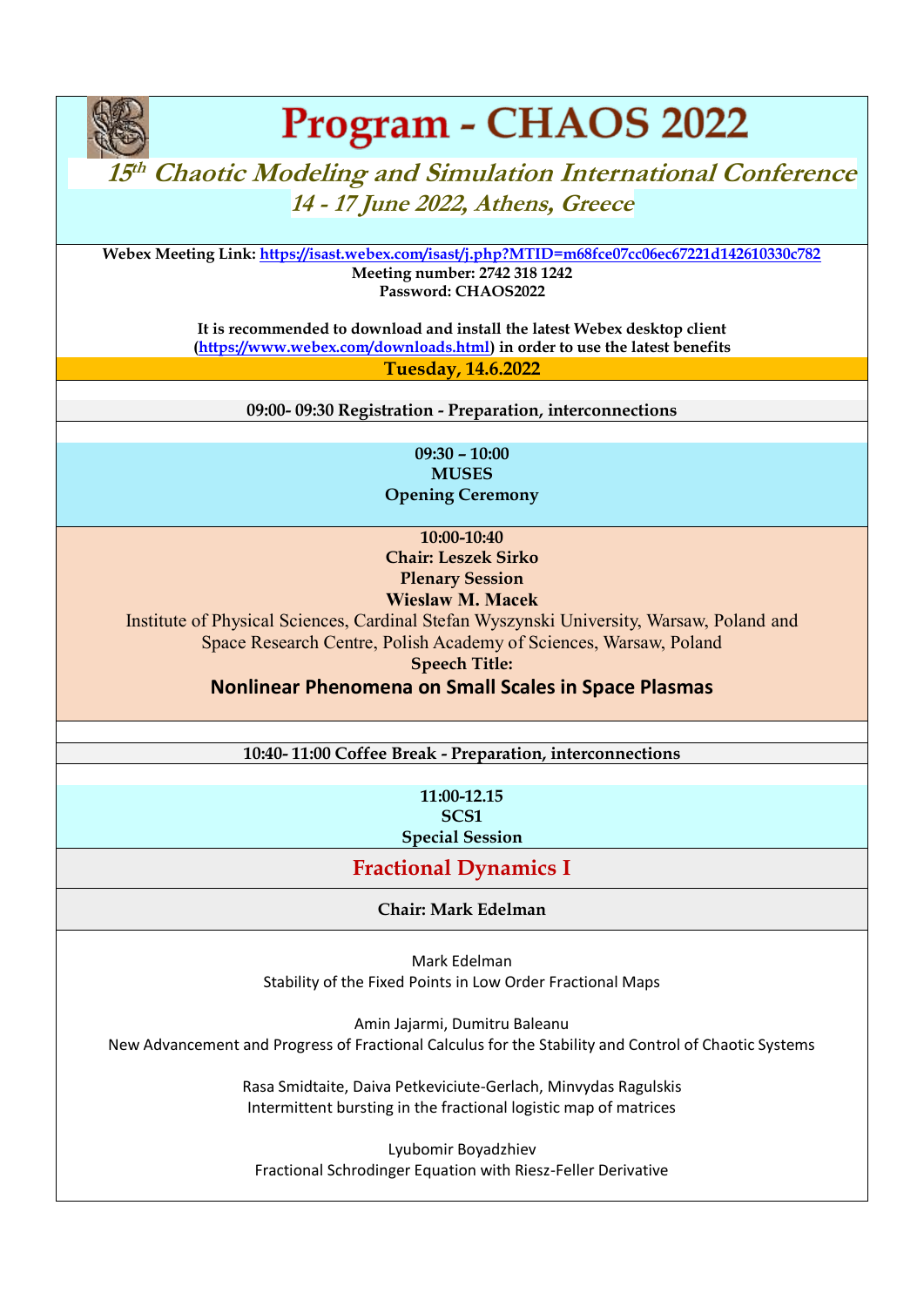# Program - CHAOS 2022

## *15th Chaotic Modeling and Simulation International Conference*

### *14 - 17 June 2022, Athens, Greece*

**Webex Meeting Link: https://isast.webex.com/isast/j.php?MTID=m68fce07cc06ec67221d142610330c782**
**Meeting number: 2742 318 1242**
**Password: CHAOS2022**

**It is recommended to download and install the latest Webex desktop client (https://www.webex.com/downloads.html) in order to use the latest benefits**

## Tuesday, 14.6.2022

**09:00- 09:30 Registration - Preparation, interconnections**

**09:30 – 10:00**
**MUSES**
**Opening Ceremony**

**10:00-10:40**
**Chair: Leszek Sirko**
**Plenary Session**
**Wieslaw M. Macek**
Institute of Physical Sciences, Cardinal Stefan Wyszynski University, Warsaw, Poland and Space Research Centre, Polish Academy of Sciences, Warsaw, Poland
**Speech Title:**
**Nonlinear Phenomena on Small Scales in Space Plasmas**

**10:40- 11:00 Coffee Break - Preparation, interconnections**

**11:00-12.15**
**SCS1**
**Special Session**

### Fractional Dynamics I

**Chair: Mark Edelman**

Mark Edelman
Stability of the Fixed Points in Low Order Fractional Maps

Amin Jajarmi, Dumitru Baleanu
New Advancement and Progress of Fractional Calculus for the Stability and Control of Chaotic Systems

Rasa Smidtaite, Daiva Petkeviciute-Gerlach, Minvydas Ragulskis
Intermittent bursting in the fractional logistic map of matrices

Lyubomir Boyadzhiev
Fractional Schrodinger Equation with Riesz-Feller Derivative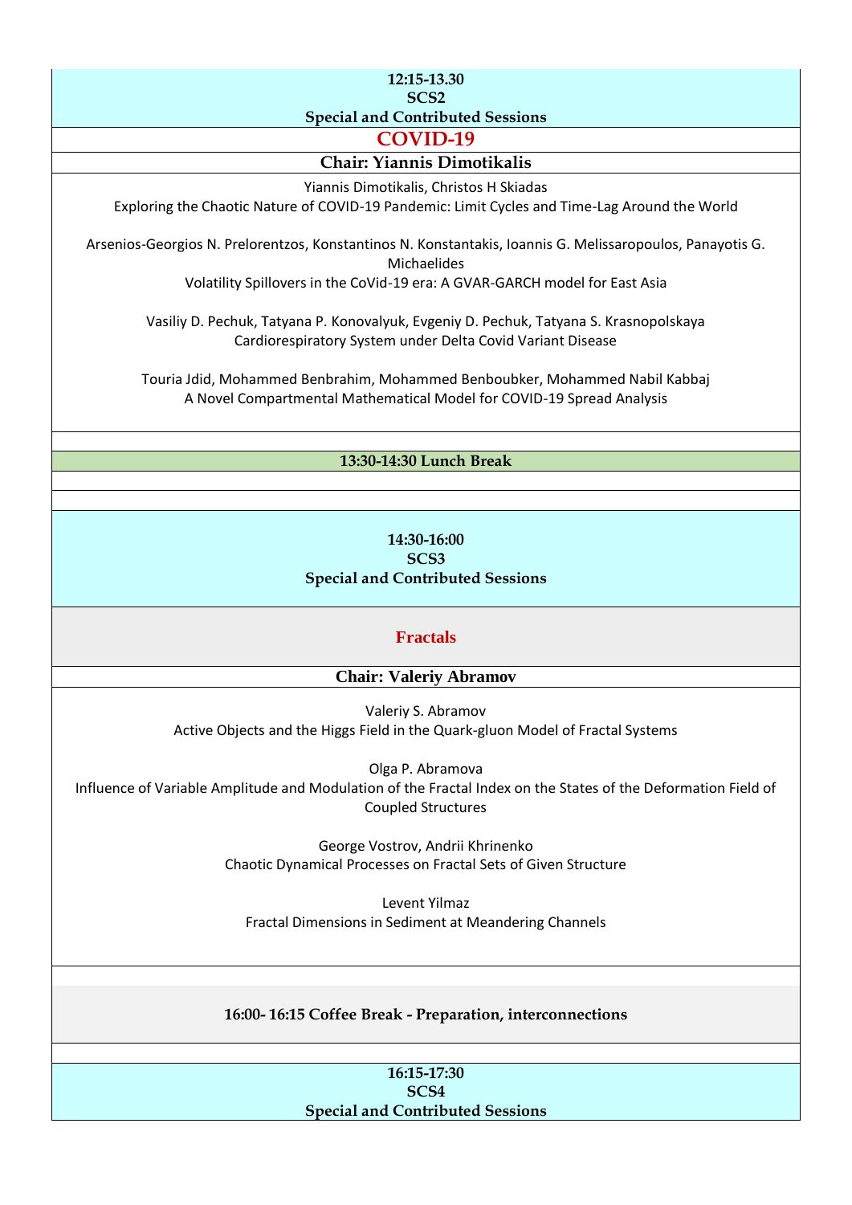**12:15-13.30**
**SCS2**
**Special and Contributed Sessions**

## COVID-19

**Chair: Yiannis Dimotikalis**

Yiannis Dimotikalis, Christos H Skiadas
Exploring the Chaotic Nature of COVID-19 Pandemic: Limit Cycles and Time-Lag Around the World

Arsenios-Georgios N. Prelorentzos, Konstantinos N. Konstantakis, Ioannis G. Melissaropoulos, Panayotis G. Michaelides
Volatility Spillovers in the CoVid-19 era: A GVAR-GARCH model for East Asia

Vasiliy D. Pechuk, Tatyana P. Konovalyuk, Evgeniy D. Pechuk, Tatyana S. Krasnopolskaya
Cardiorespiratory System under Delta Covid Variant Disease

Touria Jdid, Mohammed Benbrahim, Mohammed Benboubker, Mohammed Nabil Kabbaj
A Novel Compartmental Mathematical Model for COVID-19 Spread Analysis

**13:30-14:30 Lunch Break**

**14:30-16:00**
**SCS3**
**Special and Contributed Sessions**

## Fractals

**Chair: Valeriy Abramov**

Valeriy S. Abramov
Active Objects and the Higgs Field in the Quark-gluon Model of Fractal Systems

Olga P. Abramova
Influence of Variable Amplitude and Modulation of the Fractal Index on the States of the Deformation Field of Coupled Structures

George Vostrov, Andrii Khrinenko
Chaotic Dynamical Processes on Fractal Sets of Given Structure

Levent Yilmaz
Fractal Dimensions in Sediment at Meandering Channels

**16:00- 16:15 Coffee Break - Preparation, interconnections**

**16:15-17:30**
**SCS4**
**Special and Contributed Sessions**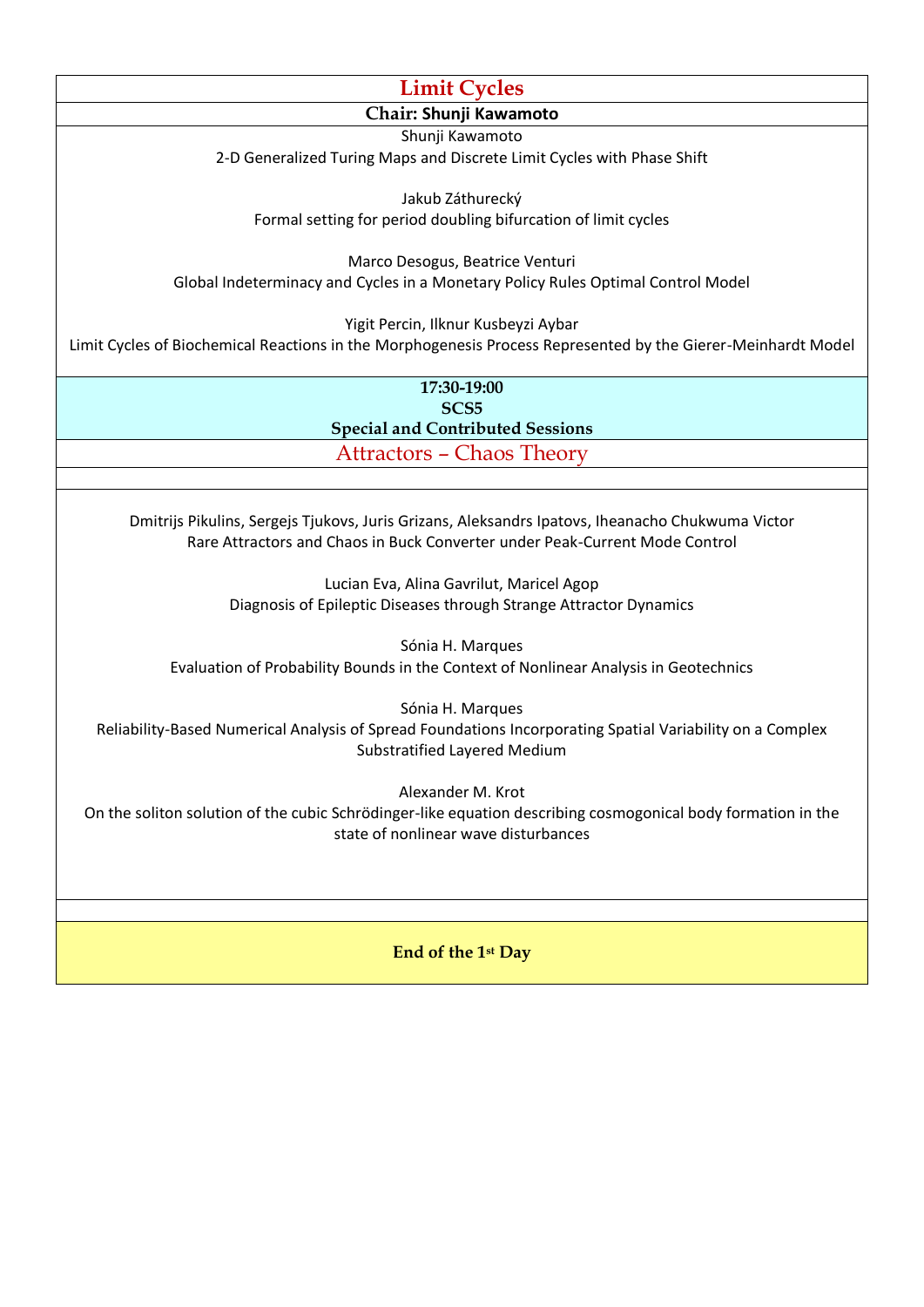## Limit Cycles

**Chair: Shunji Kawamoto**

Shunji Kawamoto
2-D Generalized Turing Maps and Discrete Limit Cycles with Phase Shift

Jakub Záthurecký
Formal setting for period doubling bifurcation of limit cycles

Marco Desogus, Beatrice Venturi
Global Indeterminacy and Cycles in a Monetary Policy Rules Optimal Control Model

Yigit Percin, Ilknur Kusbeyzi Aybar
Limit Cycles of Biochemical Reactions in the Morphogenesis Process Represented by the Gierer-Meinhardt Model

**17:30-19:00**
**SCS5**
**Special and Contributed Sessions**

## Attractors – Chaos Theory

Dmitrijs Pikulins, Sergejs Tjukovs, Juris Grizans, Aleksandrs Ipatovs, Iheanacho Chukwuma Victor
Rare Attractors and Chaos in Buck Converter under Peak-Current Mode Control

Lucian Eva, Alina Gavrilut, Maricel Agop
Diagnosis of Epileptic Diseases through Strange Attractor Dynamics

Sónia H. Marques
Evaluation of Probability Bounds in the Context of Nonlinear Analysis in Geotechnics

Sónia H. Marques
Reliability-Based Numerical Analysis of Spread Foundations Incorporating Spatial Variability on a Complex Substratified Layered Medium

Alexander M. Krot
On the soliton solution of the cubic Schrödinger-like equation describing cosmogonical body formation in the state of nonlinear wave disturbances

**End of the 1st Day**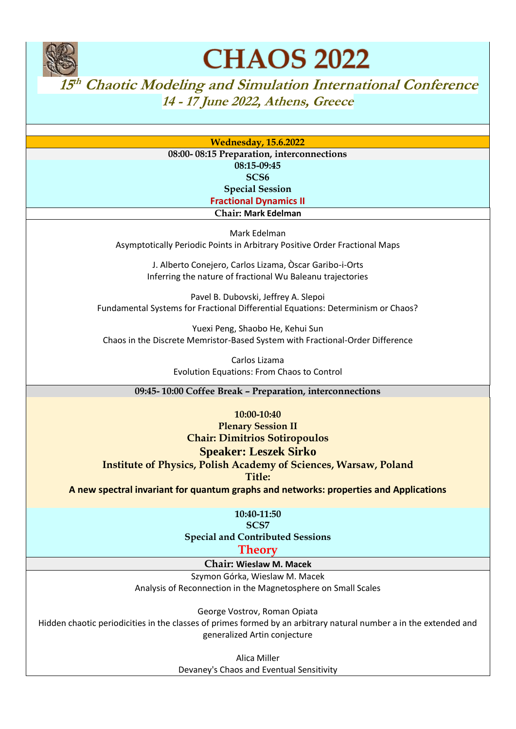# CHAOS 2022

## 15th Chaotic Modeling and Simulation International Conference

### 14 - 17 June 2022, Athens, Greece

**Wednesday, 15.6.2022**

**08:00- 08:15 Preparation, interconnections**

**08:15-09:45**
**SCS6**
**Special Session**
**Fractional Dynamics II**

**Chair: Mark Edelman**

Mark Edelman
Asymptotically Periodic Points in Arbitrary Positive Order Fractional Maps

J. Alberto Conejero, Carlos Lizama, Òscar Garibo-i-Orts
Inferring the nature of fractional Wu Baleanu trajectories

Pavel B. Dubovski, Jeffrey A. Slepoi
Fundamental Systems for Fractional Differential Equations: Determinism or Chaos?

Yuexi Peng, Shaobo He, Kehui Sun
Chaos in the Discrete Memristor-Based System with Fractional-Order Difference

Carlos Lizama
Evolution Equations: From Chaos to Control

**09:45- 10:00 Coffee Break – Preparation, interconnections**

**10:00-10:40**
**Plenary Session II**
**Chair: Dimitrios Sotiropoulos**
**Speaker: Leszek Sirko**
**Institute of Physics, Polish Academy of Sciences, Warsaw, Poland**
**Title:**
**A new spectral invariant for quantum graphs and networks: properties and Applications**

**10:40-11:50**
**SCS7**
**Special and Contributed Sessions**
**Theory**

**Chair: Wieslaw M. Macek**

Szymon Górka, Wieslaw M. Macek
Analysis of Reconnection in the Magnetosphere on Small Scales

George Vostrov, Roman Opiata
Hidden chaotic periodicities in the classes of primes formed by an arbitrary natural number a in the extended and generalized Artin conjecture

Alica Miller
Devaney's Chaos and Eventual Sensitivity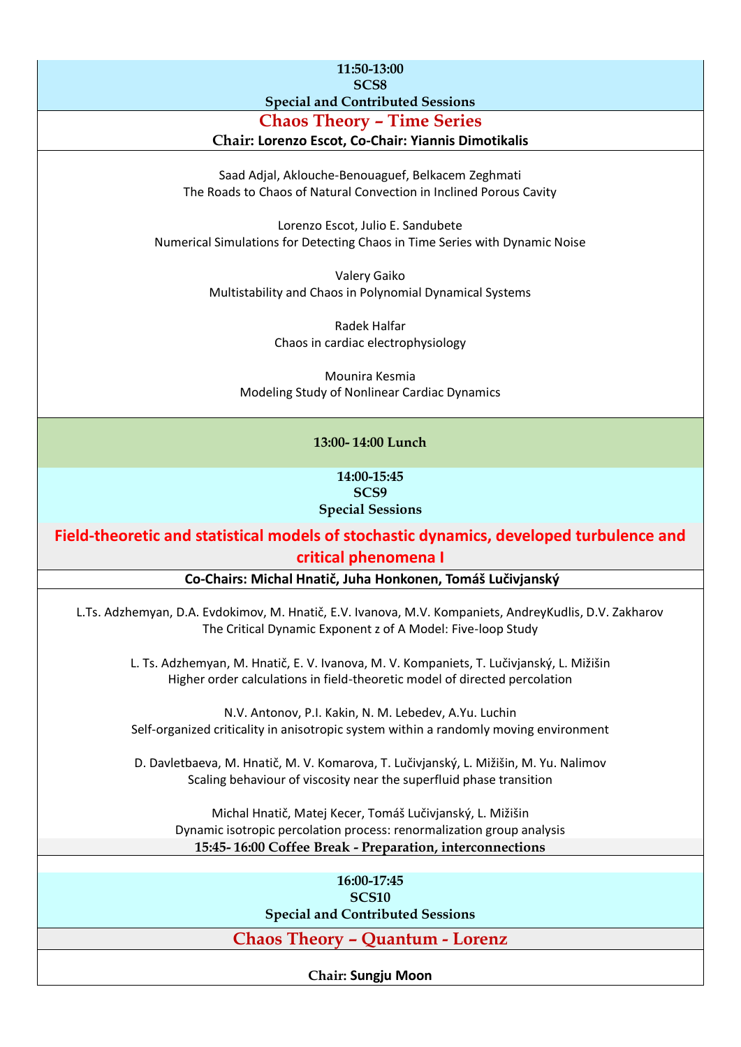**11:50-13:00**
**SCS8**
**Special and Contributed Sessions**

## Chaos Theory – Time Series

**Chair: Lorenzo Escot, Co-Chair: Yiannis Dimotikalis**

Saad Adjal, Aklouche-Benouaguef, Belkacem Zeghmati
The Roads to Chaos of Natural Convection in Inclined Porous Cavity

Lorenzo Escot, Julio E. Sandubete
Numerical Simulations for Detecting Chaos in Time Series with Dynamic Noise

Valery Gaiko
Multistability and Chaos in Polynomial Dynamical Systems

Radek Halfar
Chaos in cardiac electrophysiology

Mounira Kesmia
Modeling Study of Nonlinear Cardiac Dynamics

**13:00- 14:00 Lunch**

**14:00-15:45**
**SCS9**
**Special Sessions**

## Field-theoretic and statistical models of stochastic dynamics, developed turbulence and critical phenomena I

**Co-Chairs: Michal Hnatič, Juha Honkonen, Tomáš Lučivjanský**

L.Ts. Adzhemyan, D.A. Evdokimov, M. Hnatič, E.V. Ivanova, M.V. Kompaniets, AndreyKudlis, D.V. Zakharov
The Critical Dynamic Exponent z of A Model: Five-loop Study

L. Ts. Adzhemyan, M. Hnatič, E. V. Ivanova, M. V. Kompaniets, T. Lučivjanský, L. Mižišin
Higher order calculations in field-theoretic model of directed percolation

N.V. Antonov, P.I. Kakin, N. M. Lebedev, A.Yu. Luchin
Self-organized criticality in anisotropic system within a randomly moving environment

D. Davletbaeva, M. Hnatič, M. V. Komarova, T. Lučivjanský, L. Mižišin, M. Yu. Nalimov
Scaling behaviour of viscosity near the superfluid phase transition

Michal Hnatič, Matej Kecer, Tomáš Lučivjanský, L. Mižišin
Dynamic isotropic percolation process: renormalization group analysis

**15:45- 16:00 Coffee Break - Preparation, interconnections**

**16:00-17:45**
**SCS10**
**Special and Contributed Sessions**

## Chaos Theory – Quantum - Lorenz

**Chair: Sungju Moon**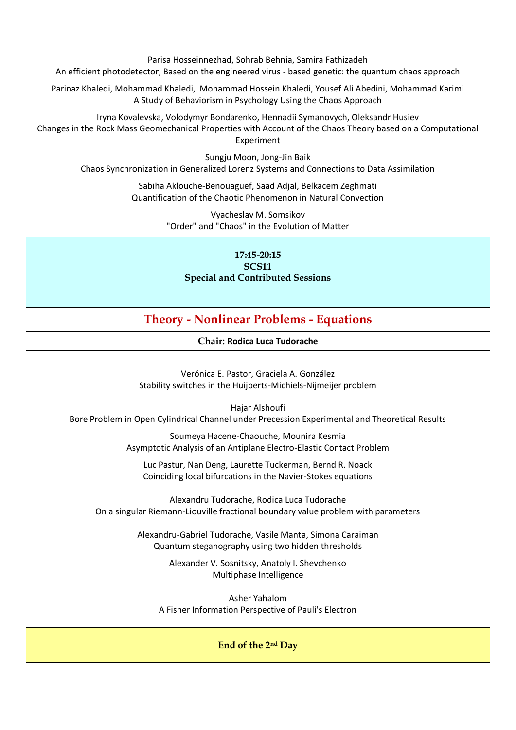Parisa Hosseinnezhad, Sohrab Behnia, Samira Fathizadeh
An efficient photodetector, Based on the engineered virus - based genetic: the quantum chaos approach

Parinaz Khaledi, Mohammad Khaledi, Mohammad Hossein Khaledi, Yousef Ali Abedini, Mohammad Karimi
A Study of Behaviorism in Psychology Using the Chaos Approach

Iryna Kovalevska, Volodymyr Bondarenko, Hennadii Symanovych, Oleksandr Husiev
Changes in the Rock Mass Geomechanical Properties with Account of the Chaos Theory based on a Computational Experiment

Sungju Moon, Jong-Jin Baik
Chaos Synchronization in Generalized Lorenz Systems and Connections to Data Assimilation

Sabiha Aklouche-Benouaguef, Saad Adjal, Belkacem Zeghmati
Quantification of the Chaotic Phenomenon in Natural Convection

Vyacheslav M. Somsikov
"Order" and "Chaos" in the Evolution of Matter

**17:45-20:15**
**SCS11**
**Special and Contributed Sessions**

## Theory - Nonlinear Problems - Equations

**Chair: Rodica Luca Tudorache**

Verónica E. Pastor, Graciela A. González
Stability switches in the Huijberts-Michiels-Nijmeijer problem

Hajar Alshoufi
Bore Problem in Open Cylindrical Channel under Precession Experimental and Theoretical Results

Soumeya Hacene-Chaouche, Mounira Kesmia
Asymptotic Analysis of an Antiplane Electro-Elastic Contact Problem

Luc Pastur, Nan Deng, Laurette Tuckerman, Bernd R. Noack
Coinciding local bifurcations in the Navier-Stokes equations

Alexandru Tudorache, Rodica Luca Tudorache
On a singular Riemann-Liouville fractional boundary value problem with parameters

Alexandru-Gabriel Tudorache, Vasile Manta, Simona Caraiman
Quantum steganography using two hidden thresholds

Alexander V. Sosnitsky, Anatoly I. Shevchenko
Multiphase Intelligence

Asher Yahalom
A Fisher Information Perspective of Pauli's Electron

**End of the 2nd Day**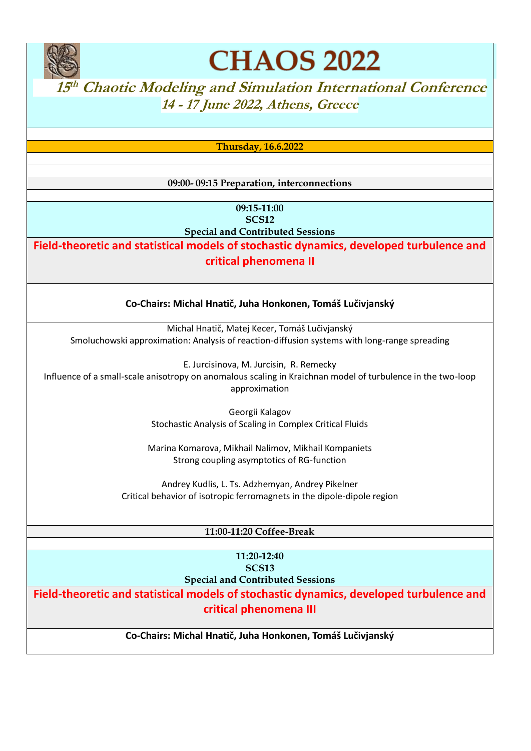# CHAOS 2022

## *15th Chaotic Modeling and Simulation International Conference*

### *14 - 17 June 2022, Athens, Greece*

**Thursday, 16.6.2022**

**09:00- 09:15 Preparation, interconnections**

**09:15-11:00**
**SCS12**
**Special and Contributed Sessions**

## Field-theoretic and statistical models of stochastic dynamics, developed turbulence and critical phenomena II

**Co-Chairs: Michal Hnatič, Juha Honkonen, Tomáš Lučivjanský**

Michal Hnatič, Matej Kecer, Tomáš Lučivjanský
Smoluchowski approximation: Analysis of reaction-diffusion systems with long-range spreading

E. Jurcisinova, M. Jurcisin, R. Remecky
Influence of a small-scale anisotropy on anomalous scaling in Kraichnan model of turbulence in the two-loop approximation

Georgii Kalagov
Stochastic Analysis of Scaling in Complex Critical Fluids

Marina Komarova, Mikhail Nalimov, Mikhail Kompaniets
Strong coupling asymptotics of RG-function

Andrey Kudlis, L. Ts. Adzhemyan, Andrey Pikelner
Critical behavior of isotropic ferromagnets in the dipole-dipole region

**11:00-11:20 Coffee-Break**

**11:20-12:40**
**SCS13**
**Special and Contributed Sessions**

## Field-theoretic and statistical models of stochastic dynamics, developed turbulence and critical phenomena III

**Co-Chairs: Michal Hnatič, Juha Honkonen, Tomáš Lučivjanský**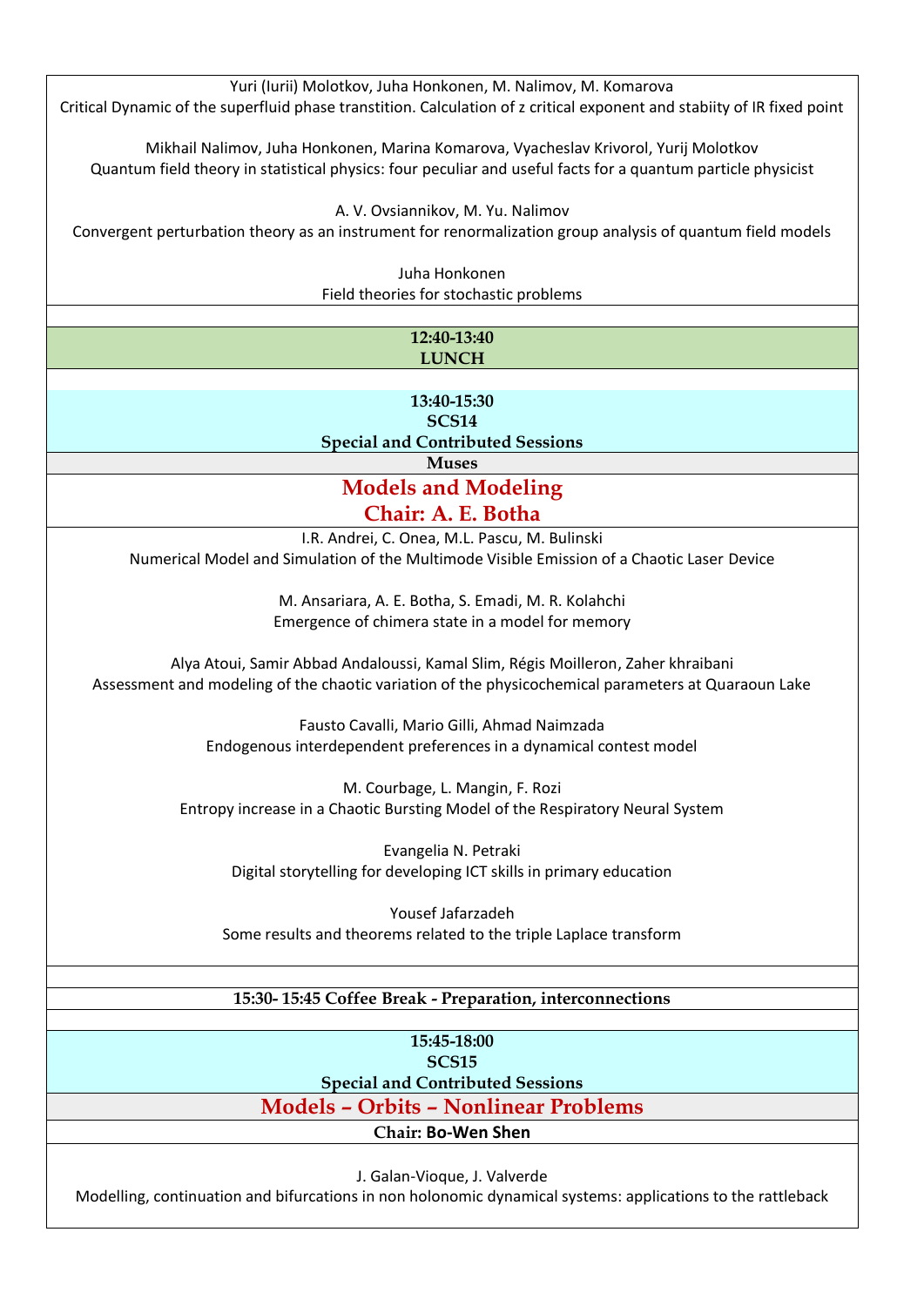Yuri (Iurii) Molotkov, Juha Honkonen, M. Nalimov, M. Komarova
Critical Dynamic of the superfluid phase transtition. Calculation of z critical exponent and stabiity of IR fixed point

Mikhail Nalimov, Juha Honkonen, Marina Komarova, Vyacheslav Krivorol, Yurij Molotkov
Quantum field theory in statistical physics: four peculiar and useful facts for a quantum particle physicist

A. V. Ovsiannikov, M. Yu. Nalimov
Convergent perturbation theory as an instrument for renormalization group analysis of quantum field models

Juha Honkonen
Field theories for stochastic problems

**12:40-13:40**
**LUNCH**

**13:40-15:30**
**SCS14**
**Special and Contributed Sessions**
**Muses**

## Models and Modeling
## Chair: A. E. Botha

I.R. Andrei, C. Onea, M.L. Pascu, M. Bulinski
Numerical Model and Simulation of the Multimode Visible Emission of a Chaotic Laser Device

M. Ansariara, A. E. Botha, S. Emadi, M. R. Kolahchi
Emergence of chimera state in a model for memory

Alya Atoui, Samir Abbad Andaloussi, Kamal Slim, Régis Moilleron, Zaher khraibani
Assessment and modeling of the chaotic variation of the physicochemical parameters at Quaraoun Lake

Fausto Cavalli, Mario Gilli, Ahmad Naimzada
Endogenous interdependent preferences in a dynamical contest model

M. Courbage, L. Mangin, F. Rozi
Entropy increase in a Chaotic Bursting Model of the Respiratory Neural System

Evangelia N. Petraki
Digital storytelling for developing ICT skills in primary education

Yousef Jafarzadeh
Some results and theorems related to the triple Laplace transform

**15:30- 15:45 Coffee Break - Preparation, interconnections**

**15:45-18:00**
**SCS15**
**Special and Contributed Sessions**

## Models – Orbits – Nonlinear Problems

**Chair: Bo-Wen Shen**

J. Galan-Vioque, J. Valverde
Modelling, continuation and bifurcations in non holonomic dynamical systems: applications to the rattleback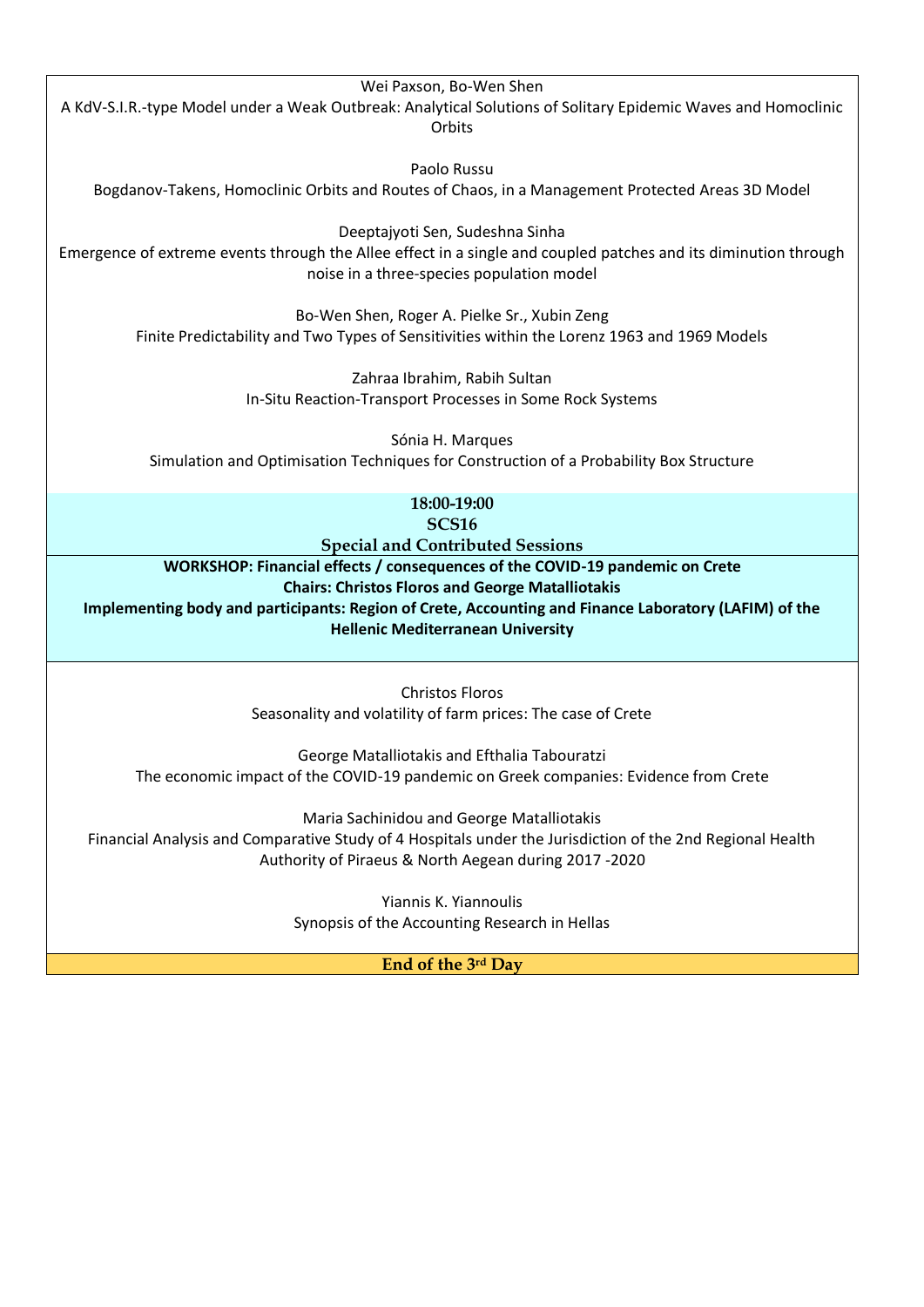Wei Paxson, Bo-Wen Shen
A KdV-S.I.R.-type Model under a Weak Outbreak: Analytical Solutions of Solitary Epidemic Waves and Homoclinic Orbits

Paolo Russu
Bogdanov-Takens, Homoclinic Orbits and Routes of Chaos, in a Management Protected Areas 3D Model

Deeptajyoti Sen, Sudeshna Sinha
Emergence of extreme events through the Allee effect in a single and coupled patches and its diminution through noise in a three-species population model

Bo-Wen Shen, Roger A. Pielke Sr., Xubin Zeng
Finite Predictability and Two Types of Sensitivities within the Lorenz 1963 and 1969 Models

Zahraa Ibrahim, Rabih Sultan
In-Situ Reaction-Transport Processes in Some Rock Systems

Sónia H. Marques
Simulation and Optimisation Techniques for Construction of a Probability Box Structure

**18:00-19:00**
**SCS16**
**Special and Contributed Sessions**

**WORKSHOP: Financial effects / consequences of the COVID-19 pandemic on Crete**
**Chairs: Christos Floros and George Matalliotakis**
**Implementing body and participants: Region of Crete, Accounting and Finance Laboratory (LAFIM) of the Hellenic Mediterranean University**

Christos Floros
Seasonality and volatility of farm prices: The case of Crete

George Matalliotakis and Efthalia Tabouratzi
The economic impact of the COVID-19 pandemic on Greek companies: Evidence from Crete

Maria Sachinidou and George Matalliotakis
Financial Analysis and Comparative Study of 4 Hospitals under the Jurisdiction of the 2nd Regional Health Authority of Piraeus & North Aegean during 2017 -2020

Yiannis K. Yiannoulis
Synopsis of the Accounting Research in Hellas

**End of the 3rd Day**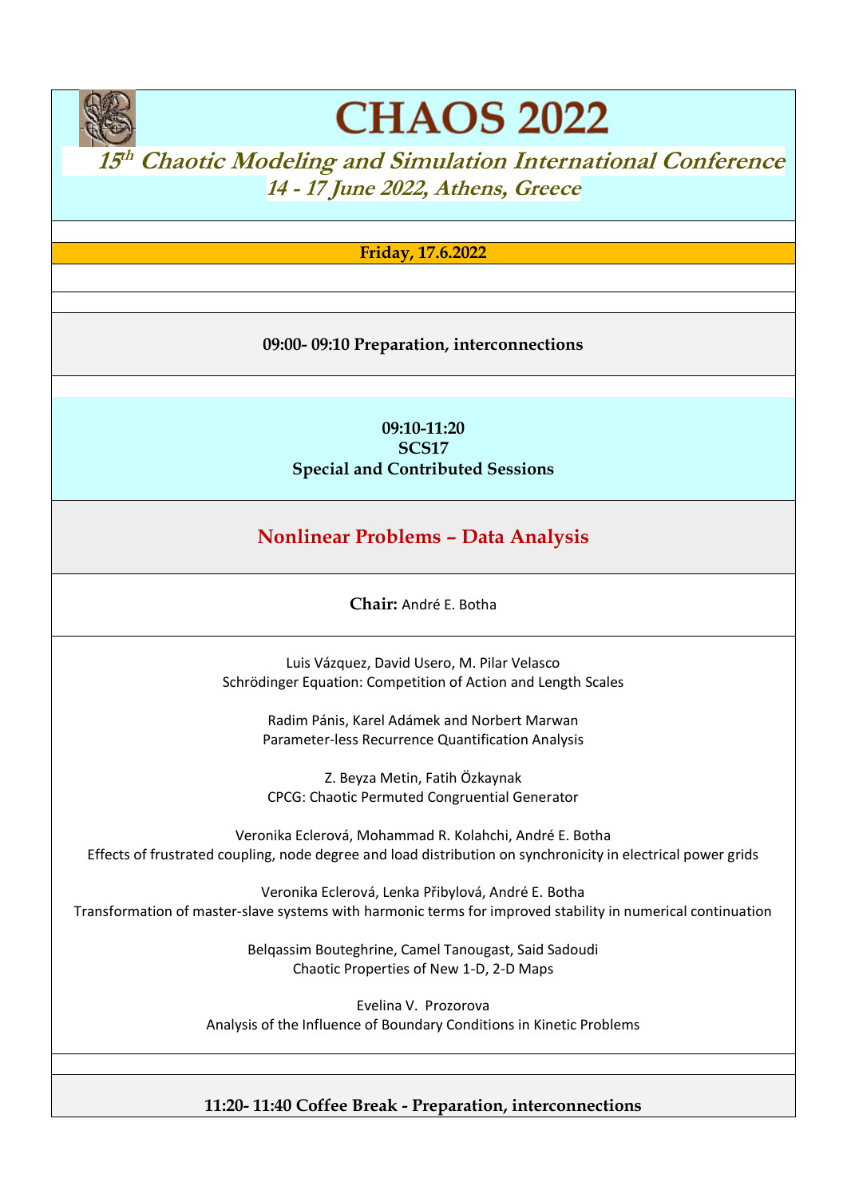# CHAOS 2022

## 15th Chaotic Modeling and Simulation International Conference

### 14 - 17 June 2022, Athens, Greece

**Friday, 17.6.2022**

**09:00- 09:10 Preparation, interconnections**

**09:10-11:20**
**SCS17**
**Special and Contributed Sessions**

## Nonlinear Problems – Data Analysis

**Chair:** André E. Botha

Luis Vázquez, David Usero, M. Pilar Velasco
Schrödinger Equation: Competition of Action and Length Scales

Radim Pánis, Karel Adámek and Norbert Marwan
Parameter-less Recurrence Quantification Analysis

Z. Beyza Metin, Fatih Özkaynak
CPCG: Chaotic Permuted Congruential Generator

Veronika Eclerová, Mohammad R. Kolahchi, André E. Botha
Effects of frustrated coupling, node degree and load distribution on synchronicity in electrical power grids

Veronika Eclerová, Lenka Přibylová, André E. Botha
Transformation of master-slave systems with harmonic terms for improved stability in numerical continuation

Belqassim Bouteghrine, Camel Tanougast, Said Sadoudi
Chaotic Properties of New 1-D, 2-D Maps

Evelina V. Prozorova
Analysis of the Influence of Boundary Conditions in Kinetic Problems

**11:20- 11:40 Coffee Break - Preparation, interconnections**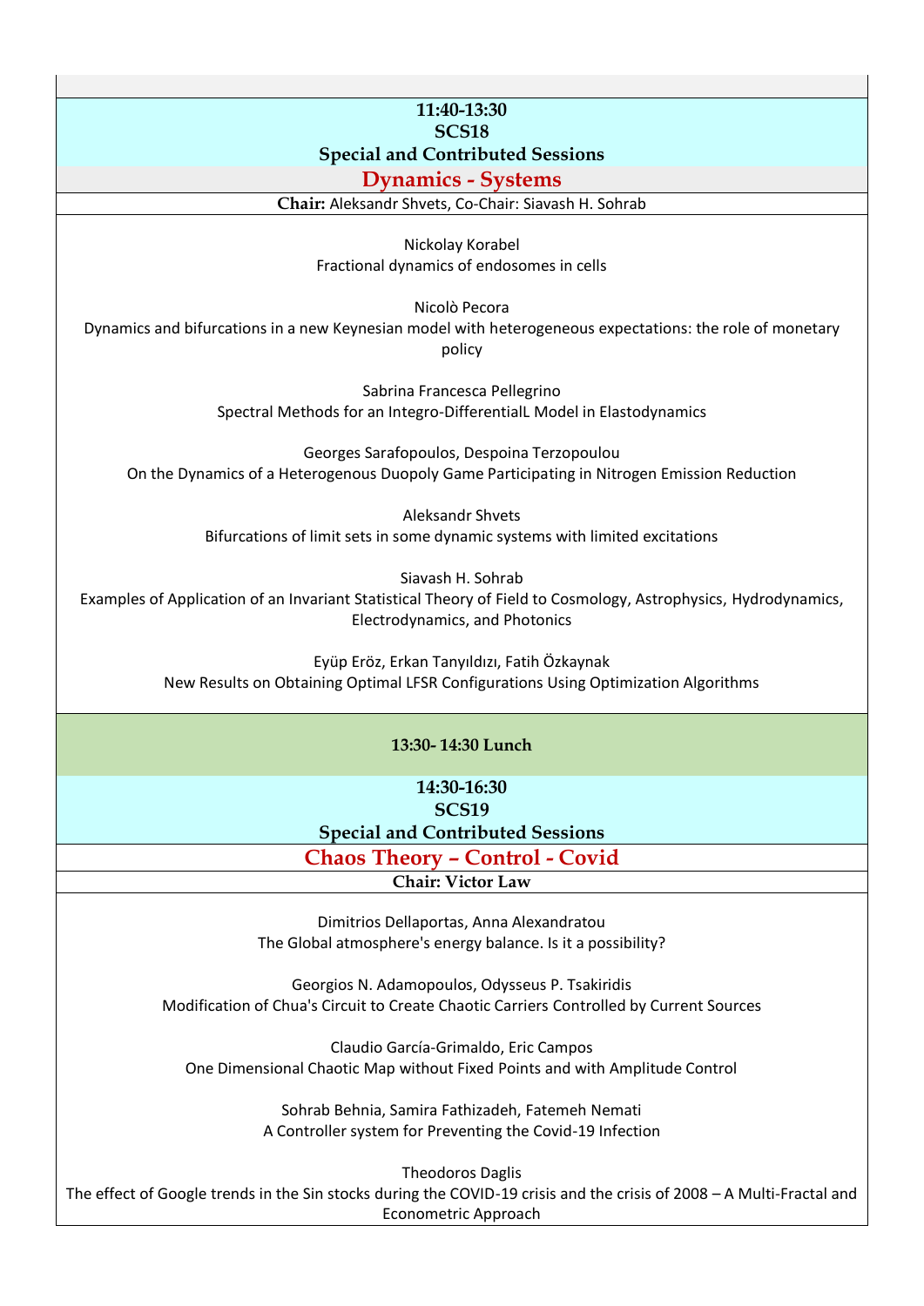**11:40-13:30**
**SCS18**
**Special and Contributed Sessions**

## Dynamics - Systems

**Chair:** Aleksandr Shvets, Co-Chair: Siavash H. Sohrab

Nickolay Korabel
Fractional dynamics of endosomes in cells

Nicolò Pecora
Dynamics and bifurcations in a new Keynesian model with heterogeneous expectations: the role of monetary policy

Sabrina Francesca Pellegrino
Spectral Methods for an Integro-DifferentialL Model in Elastodynamics

Georges Sarafopoulos, Despoina Terzopoulou
On the Dynamics of a Heterogenous Duopoly Game Participating in Nitrogen Emission Reduction

Aleksandr Shvets
Bifurcations of limit sets in some dynamic systems with limited excitations

Siavash H. Sohrab
Examples of Application of an Invariant Statistical Theory of Field to Cosmology, Astrophysics, Hydrodynamics, Electrodynamics, and Photonics

Eyüp Eröz, Erkan Tanyıldızı, Fatih Özkaynak
New Results on Obtaining Optimal LFSR Configurations Using Optimization Algorithms

**13:30- 14:30 Lunch**

**14:30-16:30**
**SCS19**
**Special and Contributed Sessions**

## Chaos Theory – Control - Covid

**Chair: Victor Law**

Dimitrios Dellaportas, Anna Alexandratou
The Global atmosphere's energy balance. Is it a possibility?

Georgios N. Adamopoulos, Odysseus P. Tsakiridis
Modification of Chua's Circuit to Create Chaotic Carriers Controlled by Current Sources

Claudio García-Grimaldo, Eric Campos
One Dimensional Chaotic Map without Fixed Points and with Amplitude Control

Sohrab Behnia, Samira Fathizadeh, Fatemeh Nemati
A Controller system for Preventing the Covid-19 Infection

Theodoros Daglis
The effect of Google trends in the Sin stocks during the COVID-19 crisis and the crisis of 2008 – A Multi-Fractal and Econometric Approach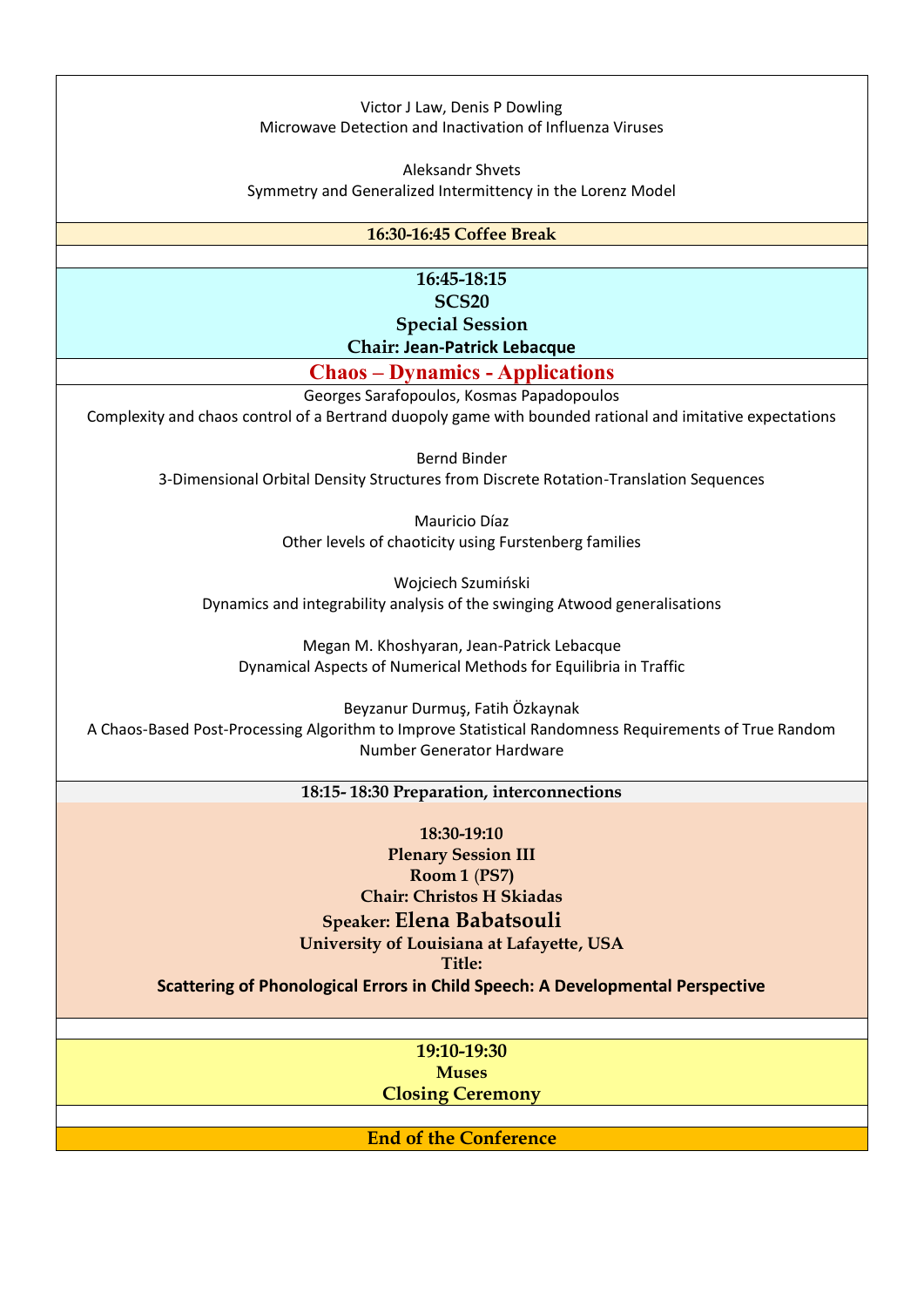Victor J Law, Denis P Dowling
Microwave Detection and Inactivation of Influenza Viruses

Aleksandr Shvets
Symmetry and Generalized Intermittency in the Lorenz Model

**16:30-16:45 Coffee Break**

**16:45-18:15**
**SCS20**
**Special Session**
**Chair: Jean-Patrick Lebacque**

## Chaos – Dynamics - Applications

Georges Sarafopoulos, Kosmas Papadopoulos
Complexity and chaos control of a Bertrand duopoly game with bounded rational and imitative expectations

Bernd Binder
3-Dimensional Orbital Density Structures from Discrete Rotation-Translation Sequences

Mauricio Díaz
Other levels of chaoticity using Furstenberg families

Wojciech Szumiński
Dynamics and integrability analysis of the swinging Atwood generalisations

Megan M. Khoshyaran, Jean-Patrick Lebacque
Dynamical Aspects of Numerical Methods for Equilibria in Traffic

Beyzanur Durmuş, Fatih Özkaynak
A Chaos-Based Post-Processing Algorithm to Improve Statistical Randomness Requirements of True Random Number Generator Hardware

**18:15- 18:30 Preparation, interconnections**

**18:30-19:10**
**Plenary Session III**
**Room 1 (PS7)**
**Chair: Christos H Skiadas**
**Speaker: Elena Babatsouli**
**University of Louisiana at Lafayette, USA**
**Title:**
**Scattering of Phonological Errors in Child Speech: A Developmental Perspective**

**19:10-19:30**
**Muses**
**Closing Ceremony**

**End of the Conference**